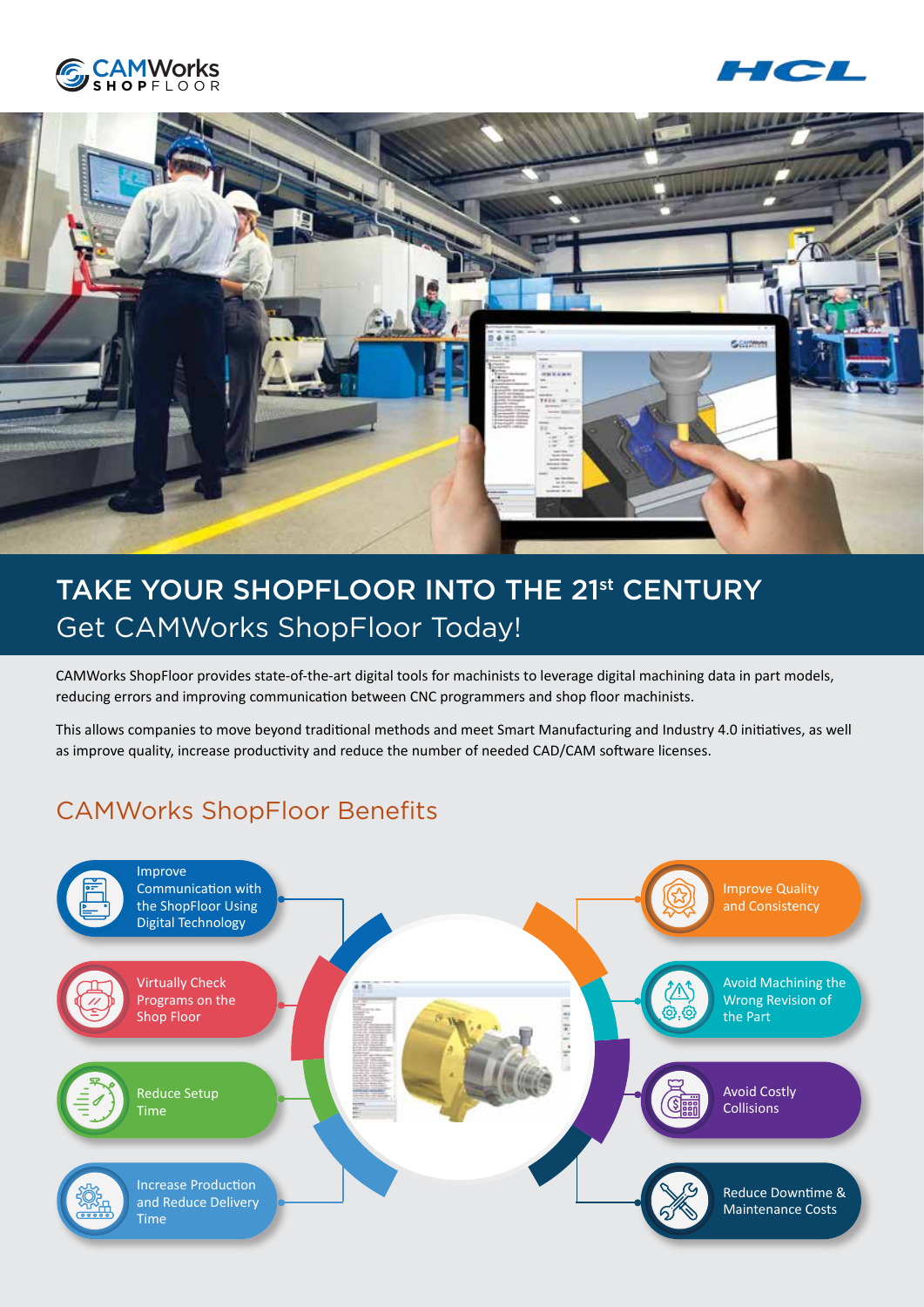# TAKE YOUR SHOPFLOOR INTO THE 21st CENTURY

## Get CAMWorks ShopFloor Today!

CAMWorks ShopFloor provides state-of-the-art digital tools for machinists to leverage digital machining data in part models, reducing errors and improving communication between CNC programmers and shop floor machinists.

This allows companies to move beyond traditional methods and meet Smart Manufacturing and Industry 4.0 initiatives, as well as improve quality, increase productivity and reduce the number of needed CAD/CAM software licenses.

## CAMWorks ShopFloor Benefits

- Improve Communication with the ShopFloor Using Digital Technology
- Virtually Check Programs on the Shop Floor
- Reduce Setup Time
- Increase Production and Reduce Delivery Time
- Improve Quality and Consistency
- Avoid Machining the Wrong Revision of the Part
- Avoid Costly Collisions
- Reduce Downtime & Maintenance Costs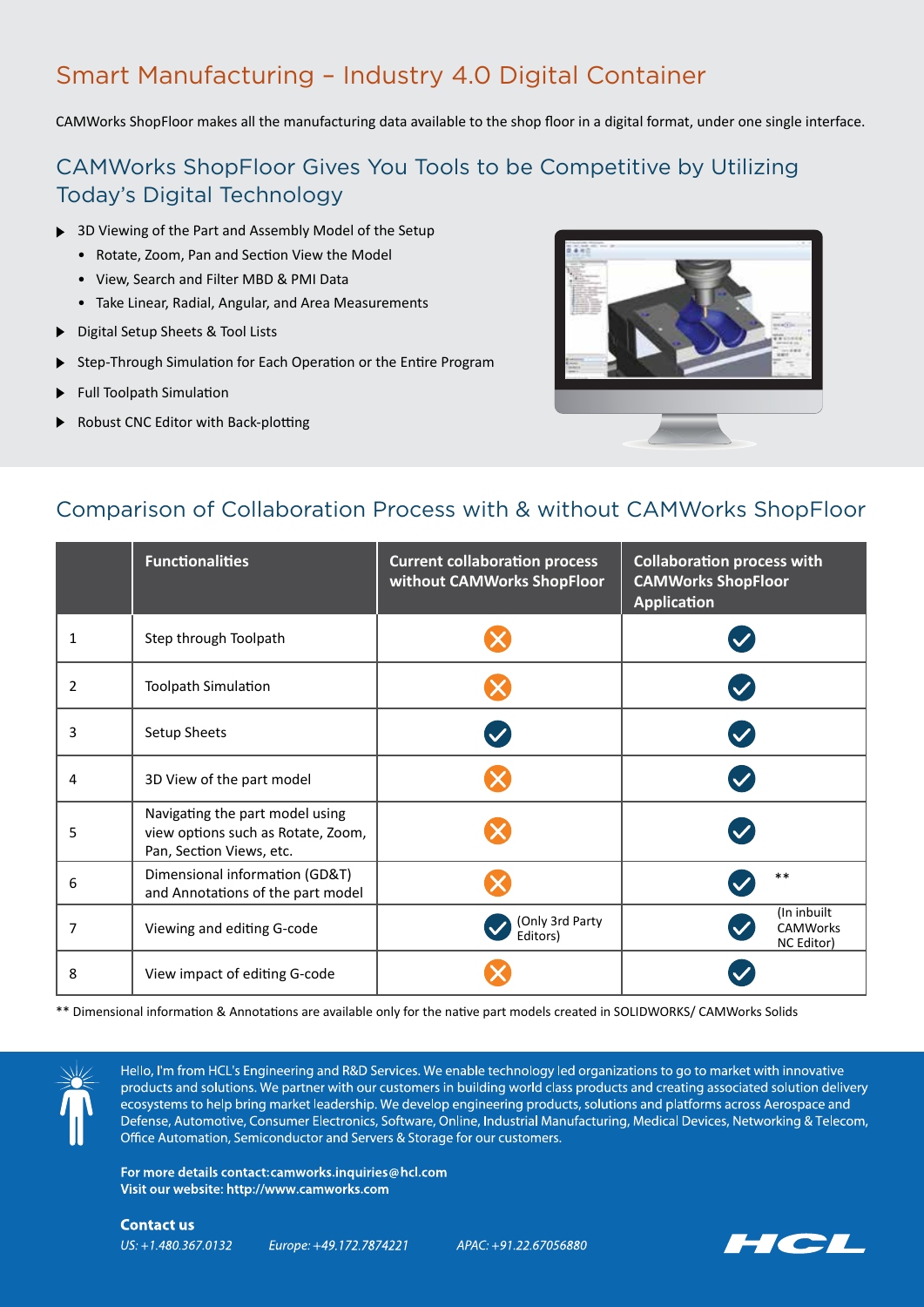# Smart Manufacturing – Industry 4.0 Digital Container

CAMWorks ShopFloor makes all the manufacturing data available to the shop floor in a digital format, under one single interface.

## CAMWorks ShopFloor Gives You Tools to be Competitive by Utilizing Today's Digital Technology

- 3D Viewing of the Part and Assembly Model of the Setup
  - Rotate, Zoom, Pan and Section View the Model
  - View, Search and Filter MBD & PMI Data
  - Take Linear, Radial, Angular, and Area Measurements
- Digital Setup Sheets & Tool Lists
- Step-Through Simulation for Each Operation or the Entire Program
- Full Toolpath Simulation
- Robust CNC Editor with Back-plotting

## Comparison of Collaboration Process with & without CAMWorks ShopFloor

| | Functionalities | Current collaboration process without CAMWorks ShopFloor | Collaboration process with CAMWorks ShopFloor Application |
|---|---|---|---|
| 1 | Step through Toolpath | ✗ | ✓ |
| 2 | Toolpath Simulation | ✗ | ✓ |
| 3 | Setup Sheets | ✓ | ✓ |
| 4 | 3D View of the part model | ✗ | ✓ |
| 5 | Navigating the part model using view options such as Rotate, Zoom, Pan, Section Views, etc. | ✗ | ✓ |
| 6 | Dimensional information (GD&T) and Annotations of the part model | ✗ | ✓ ** |
| 7 | Viewing and editing G-code | ✓ (Only 3rd Party Editors) | ✓ (In inbuilt CAMWorks NC Editor) |
| 8 | View impact of editing G-code | ✗ | ✓ |

** Dimensional information & Annotations are available only for the native part models created in SOLIDWORKS/ CAMWorks Solids

Hello, I'm from HCL's Engineering and R&D Services. We enable technology led organizations to go to market with innovative products and solutions. We partner with our customers in building world class products and creating associated solution delivery ecosystems to help bring market leadership. We develop engineering products, solutions and platforms across Aerospace and Defense, Automotive, Consumer Electronics, Software, Online, Industrial Manufacturing, Medical Devices, Networking & Telecom, Office Automation, Semiconductor and Servers & Storage for our customers.

**For more details contact:camworks.inquiries@hcl.com**
**Visit our website: http://www.camworks.com**

**Contact us**

*US: +1.480.367.0132* *Europe: +49.172.7874221* *APAC: +91.22.67056880*

HCL